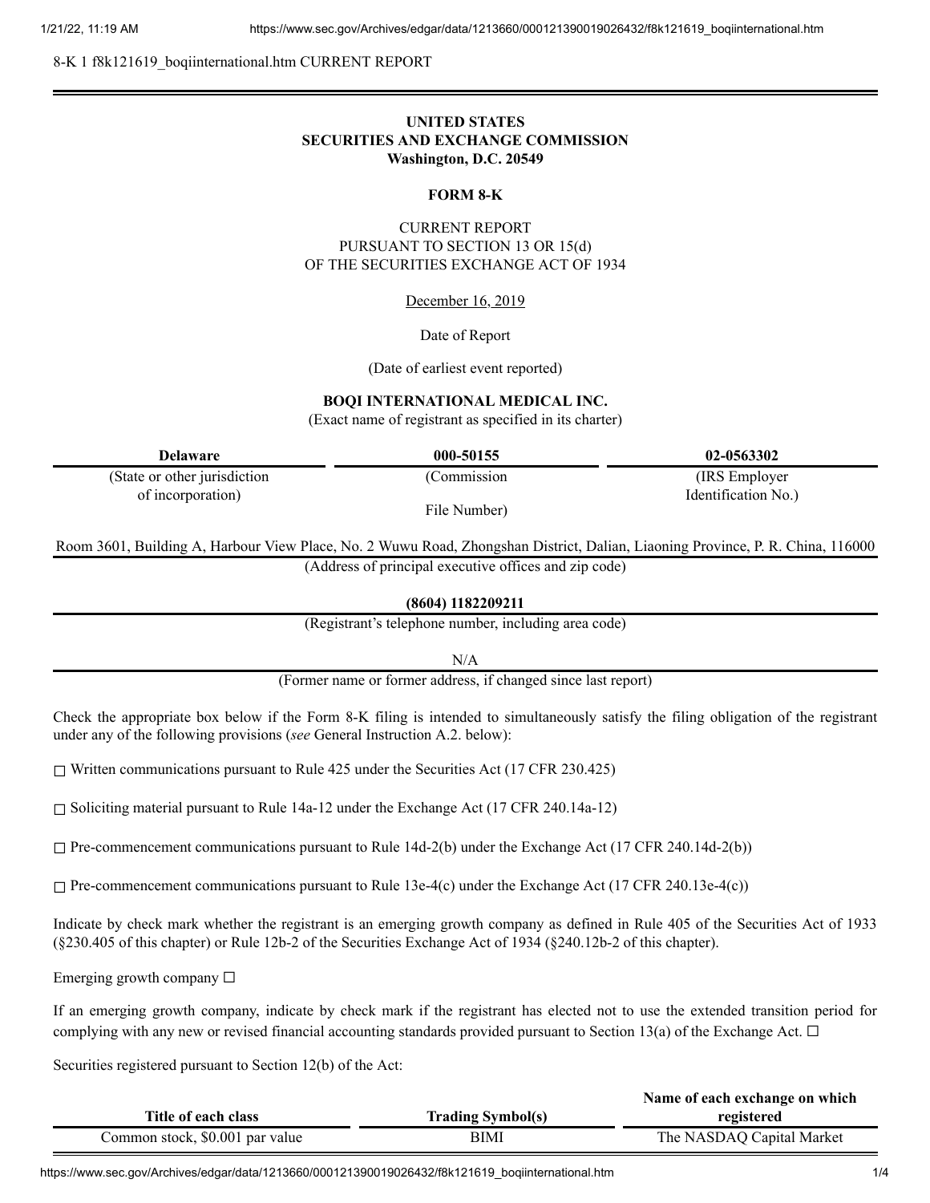8-K 1 f8k121619_boqiinternational.htm CURRENT REPORT

**UNITED STATES**
**SECURITIES AND EXCHANGE COMMISSION**
**Washington, D.C. 20549**

**FORM 8-K**

CURRENT REPORT
PURSUANT TO SECTION 13 OR 15(d)
OF THE SECURITIES EXCHANGE ACT OF 1934

December 16, 2019

Date of Report

(Date of earliest event reported)

**BOQI INTERNATIONAL MEDICAL INC.**
(Exact name of registrant as specified in its charter)

| **Delaware** | **000-50155** | **02-0563302** |
|---|---|---|
| (State or other jurisdiction of incorporation) | (Commission File Number) | (IRS Employer Identification No.) |

Room 3601, Building A, Harbour View Place, No. 2 Wuwu Road, Zhongshan District, Dalian, Liaoning Province, P. R. China, 116000
(Address of principal executive offices and zip code)

**(8604) 1182209211**
(Registrant's telephone number, including area code)

N/A
(Former name or former address, if changed since last report)

Check the appropriate box below if the Form 8-K filing is intended to simultaneously satisfy the filing obligation of the registrant under any of the following provisions (*see* General Instruction A.2. below):

☐ Written communications pursuant to Rule 425 under the Securities Act (17 CFR 230.425)

☐ Soliciting material pursuant to Rule 14a-12 under the Exchange Act (17 CFR 240.14a-12)

☐ Pre-commencement communications pursuant to Rule 14d-2(b) under the Exchange Act (17 CFR 240.14d-2(b))

☐ Pre-commencement communications pursuant to Rule 13e-4(c) under the Exchange Act (17 CFR 240.13e-4(c))

Indicate by check mark whether the registrant is an emerging growth company as defined in Rule 405 of the Securities Act of 1933 (§230.405 of this chapter) or Rule 12b-2 of the Securities Exchange Act of 1934 (§240.12b-2 of this chapter).

Emerging growth company ☐

If an emerging growth company, indicate by check mark if the registrant has elected not to use the extended transition period for complying with any new or revised financial accounting standards provided pursuant to Section 13(a) of the Exchange Act. ☐

Securities registered pursuant to Section 12(b) of the Act:

| Title of each class | Trading Symbol(s) | Name of each exchange on which registered |
|---|---|---|
| Common stock, $0.001 par value | BIMI | The NASDAQ Capital Market |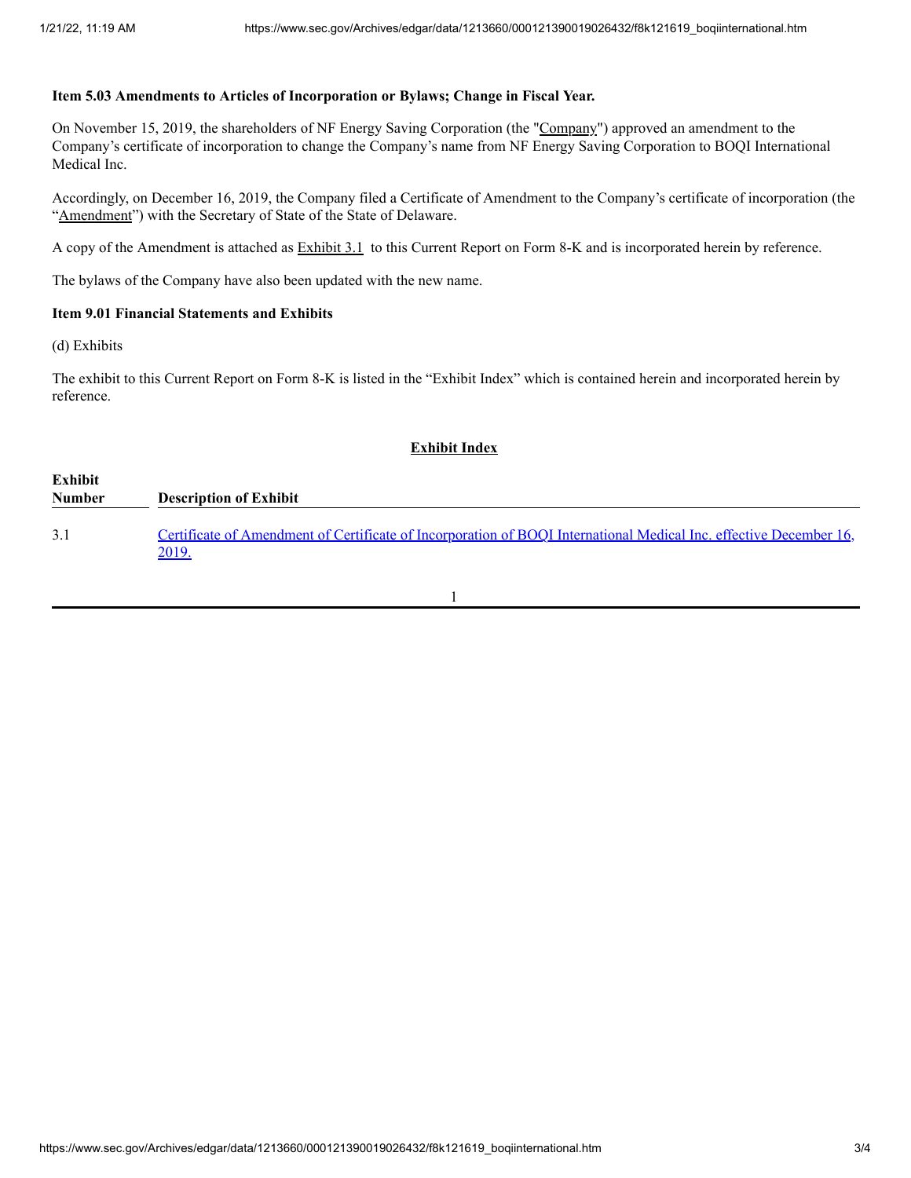**Item 5.03 Amendments to Articles of Incorporation or Bylaws; Change in Fiscal Year.**

On November 15, 2019, the shareholders of NF Energy Saving Corporation (the "Company") approved an amendment to the Company's certificate of incorporation to change the Company's name from NF Energy Saving Corporation to BOQI International Medical Inc.

Accordingly, on December 16, 2019, the Company filed a Certificate of Amendment to the Company's certificate of incorporation (the "Amendment") with the Secretary of State of the State of Delaware.

A copy of the Amendment is attached as Exhibit 3.1 to this Current Report on Form 8-K and is incorporated herein by reference.

The bylaws of the Company have also been updated with the new name.

**Item 9.01 Financial Statements and Exhibits**

(d) Exhibits

The exhibit to this Current Report on Form 8-K is listed in the "Exhibit Index" which is contained herein and incorporated herein by reference.

**Exhibit Index**

| Exhibit Number | Description of Exhibit |
|---|---|
| 3.1 | Certificate of Amendment of Certificate of Incorporation of BOQI International Medical Inc. effective December 16, 2019. |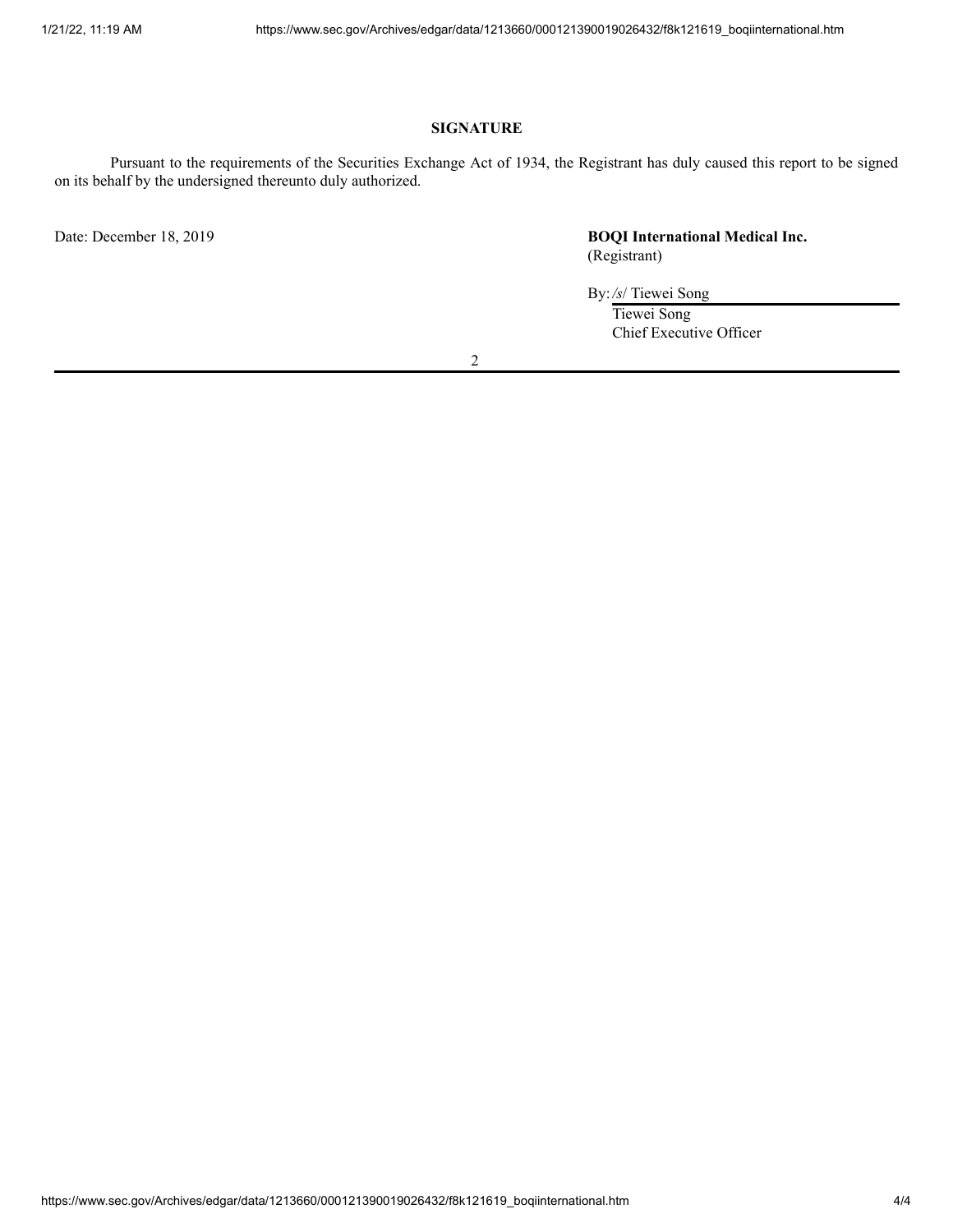**SIGNATURE**

Pursuant to the requirements of the Securities Exchange Act of 1934, the Registrant has duly caused this report to be signed on its behalf by the undersigned thereunto duly authorized.

Date: December 18, 2019

**BOQI International Medical Inc.**
(Registrant)

By: */s/* Tiewei Song
Tiewei Song
Chief Executive Officer